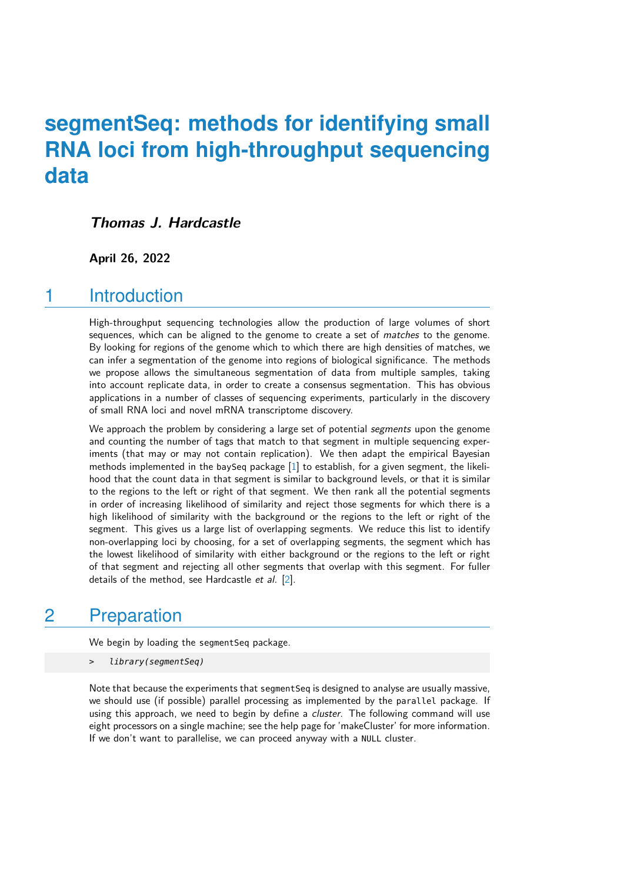# segmentSeq: methods for identifying small RNA loci from high-throughput sequencing data

***Thomas J. Hardcastle***

**April 26, 2022**

## 1 Introduction

High-throughput sequencing technologies allow the production of large volumes of short sequences, which can be aligned to the genome to create a set of *matches* to the genome. By looking for regions of the genome which to which there are high densities of matches, we can infer a segmentation of the genome into regions of biological significance. The methods we propose allows the simultaneous segmentation of data from multiple samples, taking into account replicate data, in order to create a consensus segmentation. This has obvious applications in a number of classes of sequencing experiments, particularly in the discovery of small RNA loci and novel mRNA transcriptome discovery.

We approach the problem by considering a large set of potential *segments* upon the genome and counting the number of tags that match to that segment in multiple sequencing experiments (that may or may not contain replication). We then adapt the empirical Bayesian methods implemented in the baySeq package [1] to establish, for a given segment, the likelihood that the count data in that segment is similar to background levels, or that it is similar to the regions to the left or right of that segment. We then rank all the potential segments in order of increasing likelihood of similarity and reject those segments for which there is a high likelihood of similarity with the background or the regions to the left or right of the segment. This gives us a large list of overlapping segments. We reduce this list to identify non-overlapping loci by choosing, for a set of overlapping segments, the segment which has the lowest likelihood of similarity with either background or the regions to the left or right of that segment and rejecting all other segments that overlap with this segment. For fuller details of the method, see Hardcastle *et al.* [2].

## 2 Preparation

We begin by loading the segmentSeq package.

```
> library(segmentSeq)
```

Note that because the experiments that segmentSeq is designed to analyse are usually massive, we should use (if possible) parallel processing as implemented by the parallel package. If using this approach, we need to begin by define a *cluster*. The following command will use eight processors on a single machine; see the help page for 'makeCluster' for more information. If we don't want to parallelise, we can proceed anyway with a NULL cluster.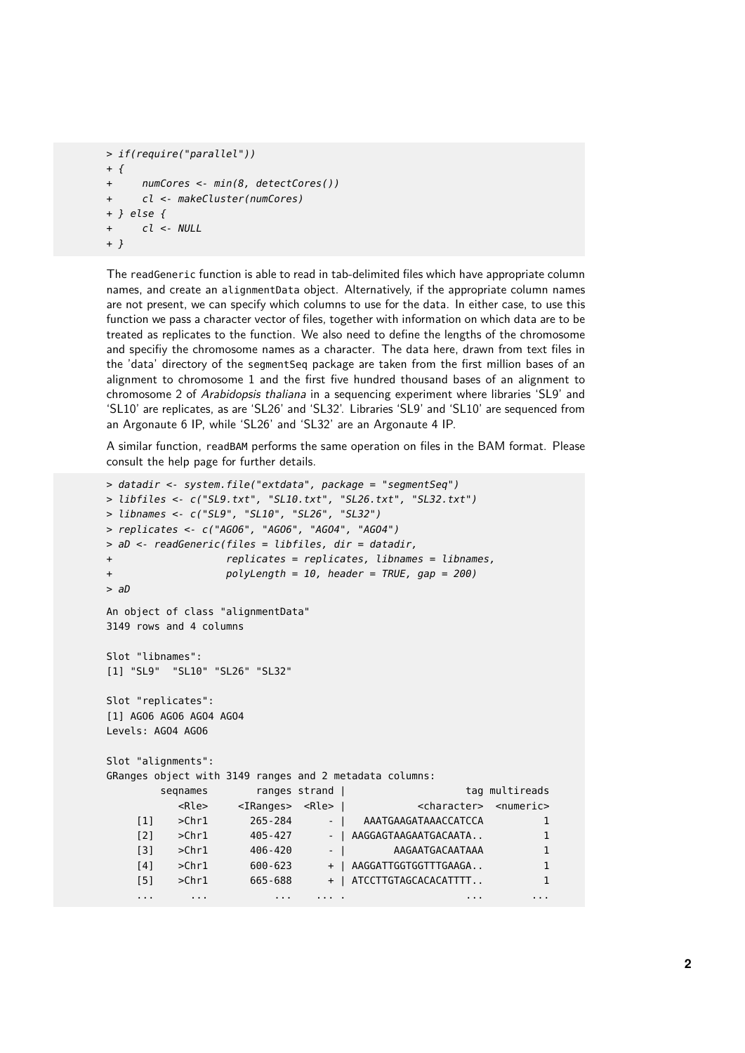```
> if(require("parallel"))
+ {
+     numCores <- min(8, detectCores())
+     cl <- makeCluster(numCores)
+ } else {
+     cl <- NULL
+ }
```

The readGeneric function is able to read in tab-delimited files which have appropriate column names, and create an alignmentData object. Alternatively, if the appropriate column names are not present, we can specify which columns to use for the data. In either case, to use this function we pass a character vector of files, together with information on which data are to be treated as replicates to the function. We also need to define the lengths of the chromosome and specifiy the chromosome names as a character. The data here, drawn from text files in the 'data' directory of the segmentSeq package are taken from the first million bases of an alignment to chromosome 1 and the first five hundred thousand bases of an alignment to chromosome 2 of *Arabidopsis thaliana* in a sequencing experiment where libraries 'SL9' and 'SL10' are replicates, as are 'SL26' and 'SL32'. Libraries 'SL9' and 'SL10' are sequenced from an Argonaute 6 IP, while 'SL26' and 'SL32' are an Argonaute 4 IP.

A similar function, readBAM performs the same operation on files in the BAM format. Please consult the help page for further details.

```
> datadir <- system.file("extdata", package = "segmentSeq")
> libfiles <- c("SL9.txt", "SL10.txt", "SL26.txt", "SL32.txt")
> libnames <- c("SL9", "SL10", "SL26", "SL32")
> replicates <- c("AGO6", "AGO6", "AGO4", "AGO4")
> aD <- readGeneric(files = libfiles, dir = datadir,
+                   replicates = replicates, libnames = libnames,
+                   polyLength = 10, header = TRUE, gap = 200)
> aD

An object of class "alignmentData"
3149 rows and 4 columns

Slot "libnames":
[1] "SL9"  "SL10" "SL26" "SL32"

Slot "replicates":
[1] AGO6 AGO6 AGO4 AGO4
Levels: AGO4 AGO6

Slot "alignments":
GRanges object with 3149 ranges and 2 metadata columns:
         seqnames      ranges strand |                  tag multireads
            <Rle>   <IRanges>  <Rle> |          <character>  <numeric>
     [1]    >Chr1     265-284      - |  AAATGAAGATAAACCATCCA          1
     [2]    >Chr1     405-427      - | AAGGAGTAAGAATGACAATA..          1
     [3]    >Chr1     406-420      - |       AAGAATGACAATAAA          1
     [4]    >Chr1     600-623      + | AAGGATTGGTGGTTTGAAGA..          1
     [5]    >Chr1     665-688      + | ATCCTTGTAGCACACATTTT..          1
     ...      ...         ...    ... .                   ...        ...
```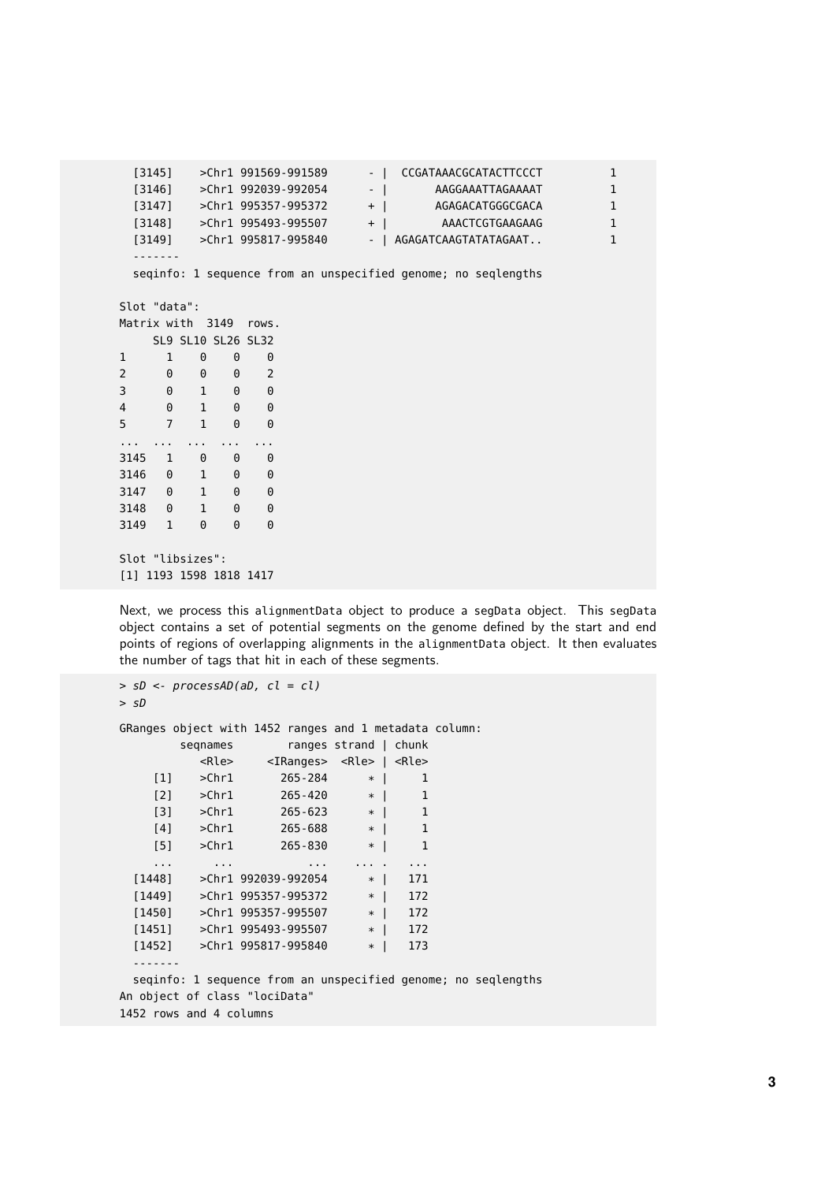```
  [3145]    >Chr1 991569-991589      - |  CCGATAAACGCATACTTCCCT         1
  [3146]    >Chr1 992039-992054      - |       AAGGAAATTAGAAAAT         1
  [3147]    >Chr1 995357-995372      + |       AGAGACATGGGCGACA         1
  [3148]    >Chr1 995493-995507      + |        AAACTCGTGAAGAAG         1
  [3149]    >Chr1 995817-995840      - | AGAGATCAAGTATATAGAAT..         1
  -------
  seqinfo: 1 sequence from an unspecified genome; no seqlengths

Slot "data":
Matrix with  3149  rows.
     SL9 SL10 SL26 SL32
1      1    0    0    0
2      0    0    0    2
3      0    1    0    0
4      0    1    0    0
5      7    1    0    0
...  ...  ...  ...  ...
3145   1    0    0    0
3146   0    1    0    0
3147   0    1    0    0
3148   0    1    0    0
3149   1    0    0    0

Slot "libsizes":
[1] 1193 1598 1818 1417
```

Next, we process this alignmentData object to produce a segData object. This segData object contains a set of potential segments on the genome defined by the start and end points of regions of overlapping alignments in the alignmentData object. It then evaluates the number of tags that hit in each of these segments.

```
> sD <- processAD(aD, cl = cl)
> sD

GRanges object with 1452 ranges and 1 metadata column:
         seqnames        ranges strand | chunk
            <Rle>     <IRanges>  <Rle> | <Rle>
     [1]    >Chr1       265-284      * |     1
     [2]    >Chr1       265-420      * |     1
     [3]    >Chr1       265-623      * |     1
     [4]    >Chr1       265-688      * |     1
     [5]    >Chr1       265-830      * |     1
     ...      ...           ...    ... .   ...
  [1448]    >Chr1 992039-992054      * |   171
  [1449]    >Chr1 995357-995372      * |   172
  [1450]    >Chr1 995357-995507      * |   172
  [1451]    >Chr1 995493-995507      * |   172
  [1452]    >Chr1 995817-995840      * |   173
  -------
  seqinfo: 1 sequence from an unspecified genome; no seqlengths
An object of class "lociData"
1452 rows and 4 columns
```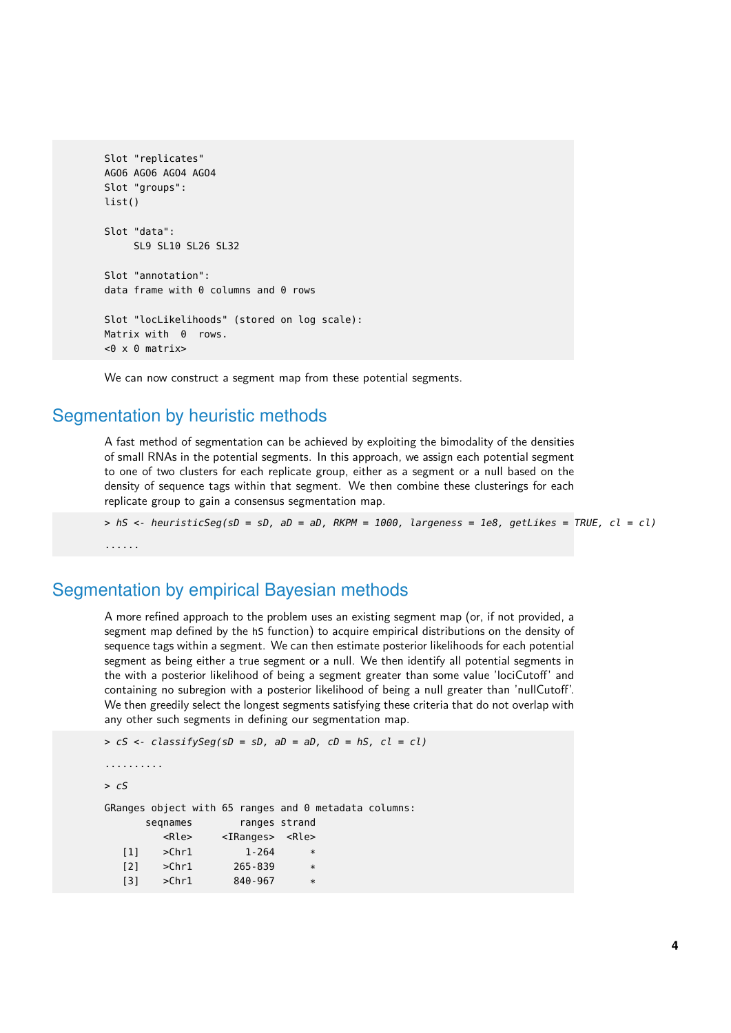```
Slot "replicates"
AGO6 AGO6 AGO4 AGO4
Slot "groups":
list()

Slot "data":
     SL9 SL10 SL26 SL32

Slot "annotation":
data frame with 0 columns and 0 rows

Slot "locLikelihoods" (stored on log scale):
Matrix with  0  rows.
<0 x 0 matrix>
```

We can now construct a segment map from these potential segments.

## Segmentation by heuristic methods

A fast method of segmentation can be achieved by exploiting the bimodality of the densities of small RNAs in the potential segments. In this approach, we assign each potential segment to one of two clusters for each replicate group, either as a segment or a null based on the density of sequence tags within that segment. We then combine these clusterings for each replicate group to gain a consensus segmentation map.

```
> hS <- heuristicSeg(sD = sD, aD = aD, RKPM = 1000, largeness = 1e8, getLikes = TRUE, cl = cl)

......
```

## Segmentation by empirical Bayesian methods

A more refined approach to the problem uses an existing segment map (or, if not provided, a segment map defined by the hS function) to acquire empirical distributions on the density of sequence tags within a segment. We can then estimate posterior likelihoods for each potential segment as being either a true segment or a null. We then identify all potential segments in the with a posterior likelihood of being a segment greater than some value 'lociCutoff' and containing no subregion with a posterior likelihood of being a null greater than 'nullCutoff'. We then greedily select the longest segments satisfying these criteria that do not overlap with any other such segments in defining our segmentation map.

```
> cS <- classifySeg(sD = sD, aD = aD, cD = hS, cl = cl)

..........

> cS

GRanges object with 65 ranges and 0 metadata columns:
       seqnames        ranges strand
          <Rle>     <IRanges>  <Rle>
   [1]    >Chr1         1-264      *
   [2]    >Chr1       265-839      *
   [3]    >Chr1       840-967      *
```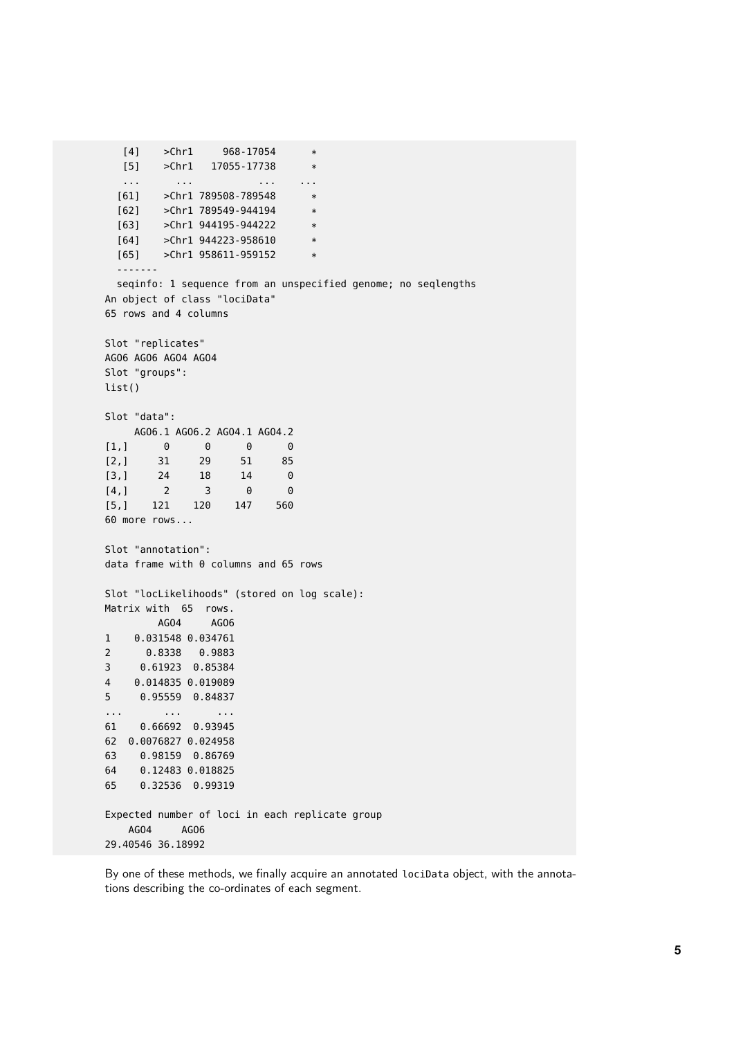```
    [4]    >Chr1     968-17054      *
    [5]    >Chr1   17055-17738      *
    ...      ...           ...    ...
   [61]    >Chr1 789508-789548      *
   [62]    >Chr1 789549-944194      *
   [63]    >Chr1 944195-944222      *
   [64]    >Chr1 944223-958610      *
   [65]    >Chr1 958611-959152      *
   -------
   seqinfo: 1 sequence from an unspecified genome; no seqlengths
An object of class "lociData"
65 rows and 4 columns

Slot "replicates"
AGO6 AGO6 AGO4 AGO4
Slot "groups":
list()

Slot "data":
     AGO6.1 AGO6.2 AGO4.1 AGO4.2
[1,]      0      0      0      0
[2,]     31     29     51     85
[3,]     24     18     14      0
[4,]      2      3      0      0
[5,]    121    120    147    560
60 more rows...

Slot "annotation":
data frame with 0 columns and 65 rows

Slot "locLikelihoods" (stored on log scale):
Matrix with  65  rows.
         AGO4     AGO6
1    0.031548 0.034761
2      0.8338   0.9883
3     0.61923  0.85384
4    0.014835 0.019089
5     0.95559  0.84837
...       ...      ...
61    0.66692  0.93945
62  0.0076827 0.024958
63    0.98159  0.86769
64    0.12483 0.018825
65    0.32536  0.99319

Expected number of loci in each replicate group
    AGO4     AGO6
29.40546 36.18992
```

By one of these methods, we finally acquire an annotated `lociData` object, with the annotations describing the co-ordinates of each segment.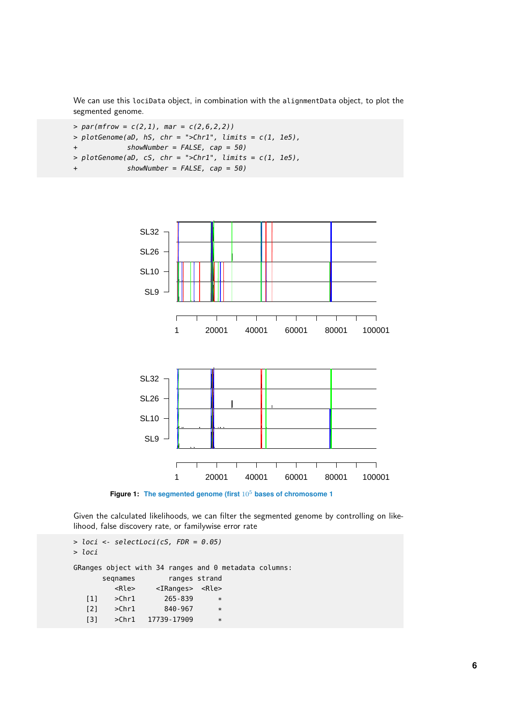We can use this `lociData` object, in combination with the `alignmentData` object, to plot the segmented genome.

```
> par(mfrow = c(2,1), mar = c(2,6,2,2))
> plotGenome(aD, hS, chr = ">Chr1", limits = c(1, 1e5),
+             showNumber = FALSE, cap = 50)
> plotGenome(aD, cS, chr = ">Chr1", limits = c(1, 1e5),
+             showNumber = FALSE, cap = 50)
```

**Figure 1:** The segmented genome (first $10^5$ bases of chromosome 1

Given the calculated likelihoods, we can filter the segmented genome by controlling on likelihood, false discovery rate, or familywise error rate

```
> loci <- selectLoci(cS, FDR = 0.05)
> loci

GRanges object with 34 ranges and 0 metadata columns:
        seqnames         ranges strand
           <Rle>      <IRanges>  <Rle>
    [1]    >Chr1        265-839      *
    [2]    >Chr1        840-967      *
    [3]    >Chr1    17739-17909      *
```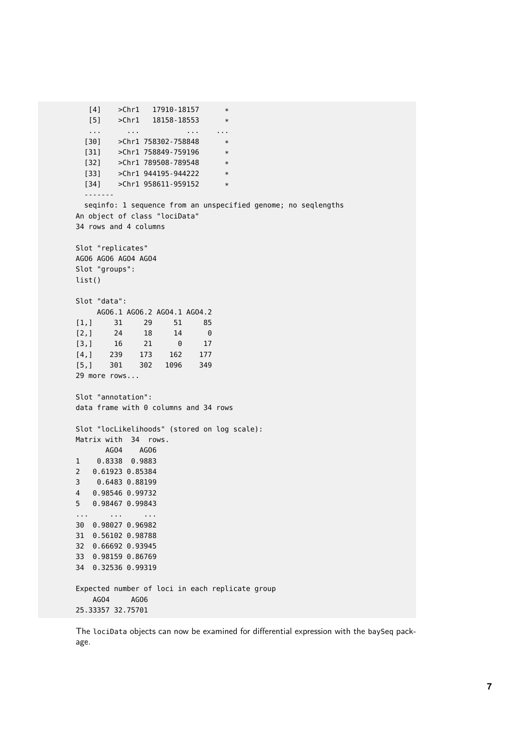```
    [4]    >Chr1   17910-18157      *
    [5]    >Chr1   18158-18553      *
    ...      ...           ...    ...
   [30]    >Chr1 758302-758848      *
   [31]    >Chr1 758849-759196      *
   [32]    >Chr1 789508-789548      *
   [33]    >Chr1 944195-944222      *
   [34]    >Chr1 958611-959152      *
  -------
  seqinfo: 1 sequence from an unspecified genome; no seqlengths
An object of class "lociData"
34 rows and 4 columns

Slot "replicates"
AGO6 AGO6 AGO4 AGO4
Slot "groups":
list()

Slot "data":
     AGO6.1 AGO6.2 AGO4.1 AGO4.2
[1,]     31     29     51     85
[2,]     24     18     14      0
[3,]     16     21      0     17
[4,]    239    173    162    177
[5,]    301    302   1096    349
29 more rows...

Slot "annotation":
data frame with 0 columns and 34 rows

Slot "locLikelihoods" (stored on log scale):
Matrix with  34  rows.
       AGO4    AGO6
1    0.8338  0.9883
2   0.61923 0.85384
3    0.6483 0.88199
4   0.98546 0.99732
5   0.98467 0.99843
...     ...     ...
30  0.98027 0.96982
31  0.56102 0.98788
32  0.66692 0.93945
33  0.98159 0.86769
34  0.32536 0.99319

Expected number of loci in each replicate group
    AGO4     AGO6
25.33357 32.75701
```

The `lociData` objects can now be examined for differential expression with the `baySeq` package.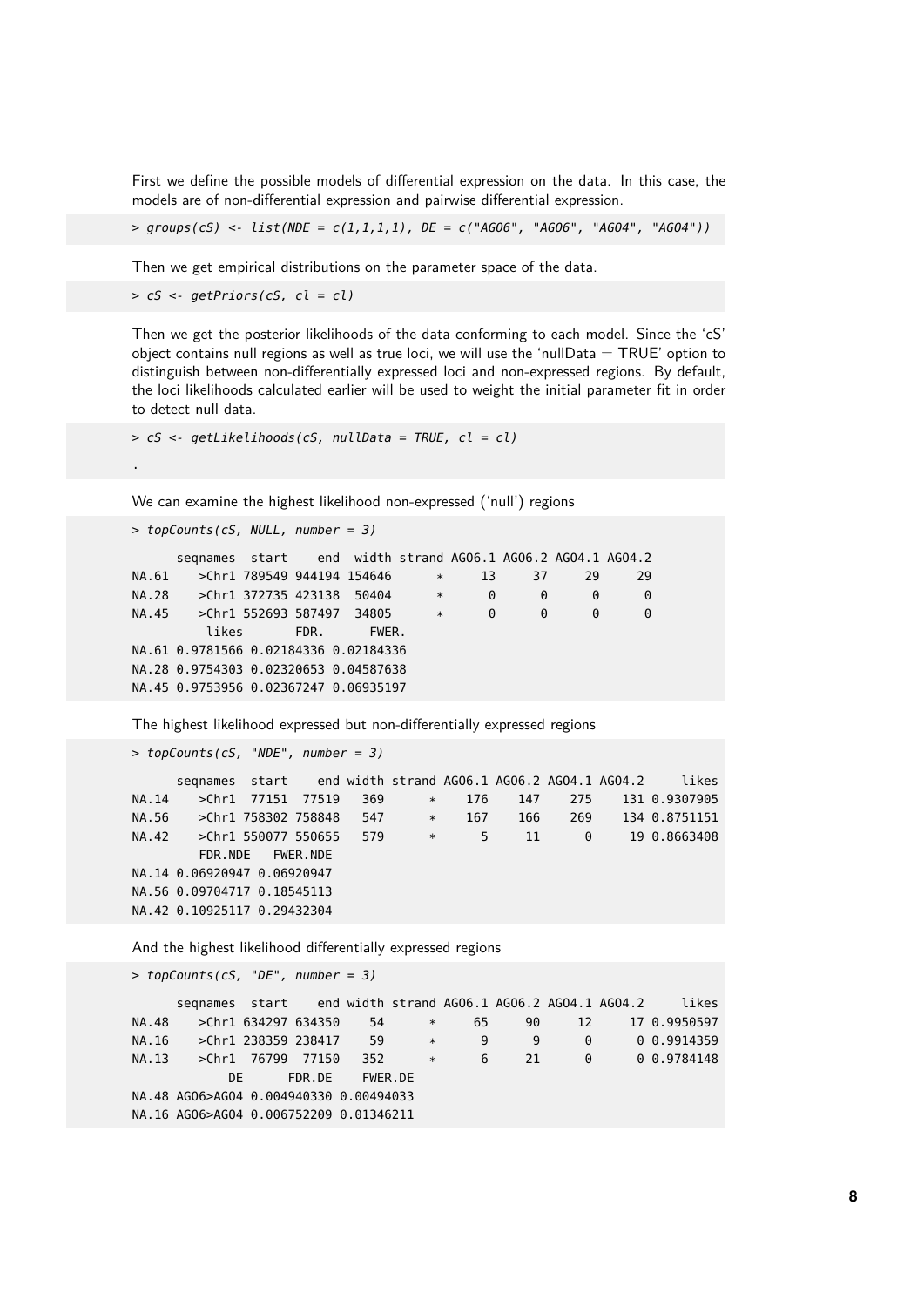First we define the possible models of differential expression on the data. In this case, the models are of non-differential expression and pairwise differential expression.

```
> groups(cS) <- list(NDE = c(1,1,1,1), DE = c("AGO6", "AGO6", "AGO4", "AGO4"))
```

Then we get empirical distributions on the parameter space of the data.

```
> cS <- getPriors(cS, cl = cl)
```

Then we get the posterior likelihoods of the data conforming to each model. Since the 'cS' object contains null regions as well as true loci, we will use the 'nullData = TRUE' option to distinguish between non-differentially expressed loci and non-expressed regions. By default, the loci likelihoods calculated earlier will be used to weight the initial parameter fit in order to detect null data.

```
> cS <- getLikelihoods(cS, nullData = TRUE, cl = cl)

.
```

We can examine the highest likelihood non-expressed ('null') regions

```
> topCounts(cS, NULL, number = 3)

      seqnames  start    end  width strand AGO6.1 AGO6.2 AGO4.1 AGO4.2
NA.61    >Chr1 789549 944194 154646      *     13     37     29     29
NA.28    >Chr1 372735 423138  50404      *      0      0      0      0
NA.45    >Chr1 552693 587497  34805      *      0      0      0      0
          likes       FDR.      FWER.
NA.61 0.9781566 0.02184336 0.02184336
NA.28 0.9754303 0.02320653 0.04587638
NA.45 0.9753956 0.02367247 0.06935197
```

The highest likelihood expressed but non-differentially expressed regions

```
> topCounts(cS, "NDE", number = 3)

      seqnames  start    end width strand AGO6.1 AGO6.2 AGO4.1 AGO4.2     likes
NA.14    >Chr1  77151  77519   369      *    176    147    275    131 0.9307905
NA.56    >Chr1 758302 758848   547      *    167    166    269    134 0.8751151
NA.42    >Chr1 550077 550655   579      *      5     11      0     19 0.8663408
         FDR.NDE   FWER.NDE
NA.14 0.06920947 0.06920947
NA.56 0.09704717 0.18545113
NA.42 0.10925117 0.29432304
```

And the highest likelihood differentially expressed regions

```
> topCounts(cS, "DE", number = 3)

      seqnames  start    end width strand AGO6.1 AGO6.2 AGO4.1 AGO4.2     likes
NA.48    >Chr1 634297 634350    54      *     65     90     12     17 0.9950597
NA.16    >Chr1 238359 238417    59      *      9      9      0      0 0.9914359
NA.13    >Chr1  76799  77150   352      *      6     21      0      0 0.9784148
             DE      FDR.DE    FWER.DE
NA.48 AGO6>AGO4 0.004940330 0.00494033
NA.16 AGO6>AGO4 0.006752209 0.01346211
```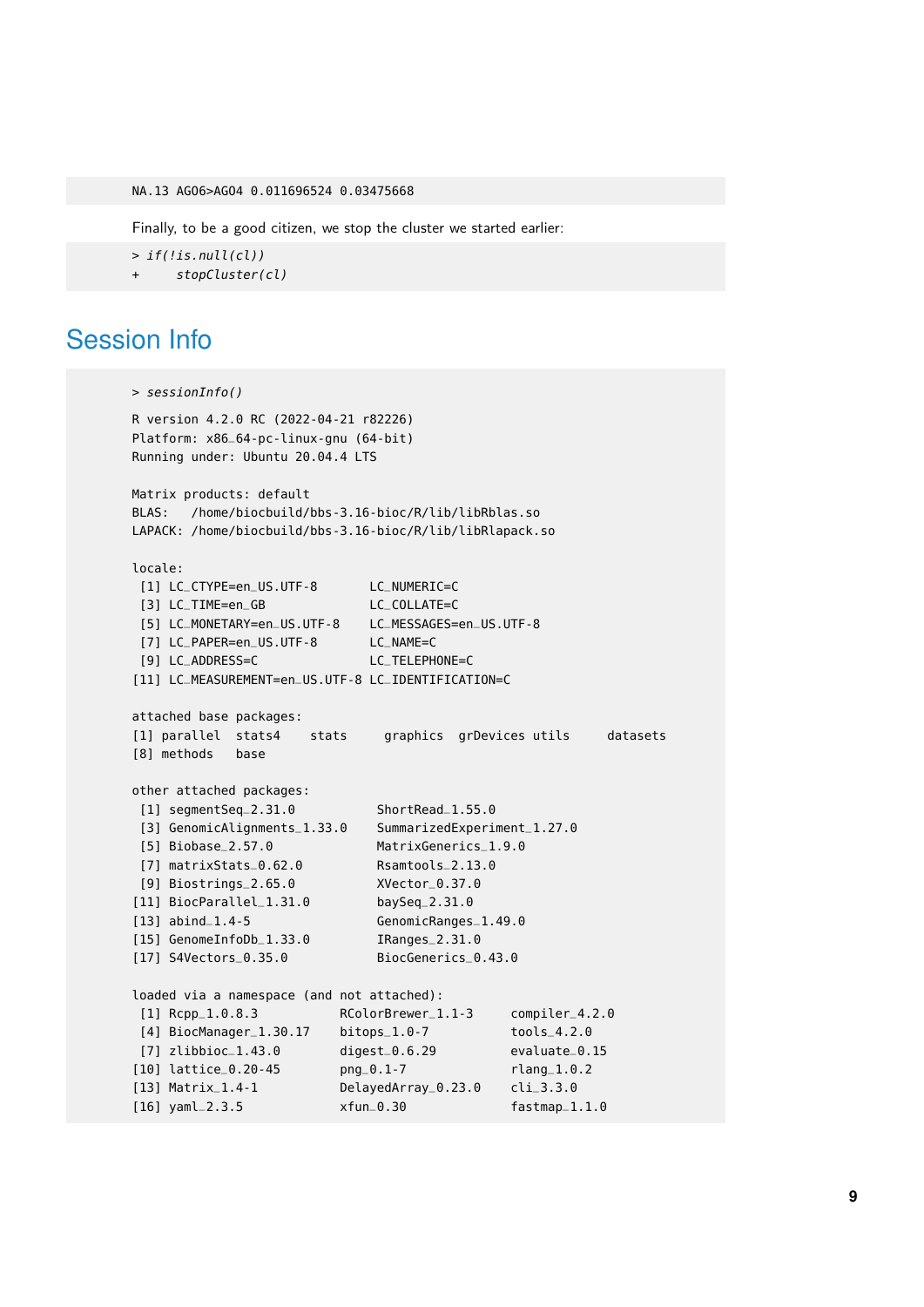```
NA.13 AGO6>AGO4 0.011696524 0.03475668
```

Finally, to be a good citizen, we stop the cluster we started earlier:

```
> if(!is.null(cl))
+     stopCluster(cl)
```

# Session Info

```
> sessionInfo()

R version 4.2.0 RC (2022-04-21 r82226)
Platform: x86_64-pc-linux-gnu (64-bit)
Running under: Ubuntu 20.04.4 LTS

Matrix products: default
BLAS:   /home/biocbuild/bbs-3.16-bioc/R/lib/libRblas.so
LAPACK: /home/biocbuild/bbs-3.16-bioc/R/lib/libRlapack.so

locale:
 [1] LC_CTYPE=en_US.UTF-8       LC_NUMERIC=C
 [3] LC_TIME=en_GB              LC_COLLATE=C
 [5] LC_MONETARY=en_US.UTF-8    LC_MESSAGES=en_US.UTF-8
 [7] LC_PAPER=en_US.UTF-8       LC_NAME=C
 [9] LC_ADDRESS=C               LC_TELEPHONE=C
[11] LC_MEASUREMENT=en_US.UTF-8 LC_IDENTIFICATION=C

attached base packages:
[1] parallel  stats4    stats     graphics  grDevices utils     datasets
[8] methods   base

other attached packages:
 [1] segmentSeq_2.31.0           ShortRead_1.55.0
 [3] GenomicAlignments_1.33.0    SummarizedExperiment_1.27.0
 [5] Biobase_2.57.0              MatrixGenerics_1.9.0
 [7] matrixStats_0.62.0          Rsamtools_2.13.0
 [9] Biostrings_2.65.0           XVector_0.37.0
[11] BiocParallel_1.31.0         baySeq_2.31.0
[13] abind_1.4-5                 GenomicRanges_1.49.0
[15] GenomeInfoDb_1.33.0         IRanges_2.31.0
[17] S4Vectors_0.35.0            BiocGenerics_0.43.0

loaded via a namespace (and not attached):
 [1] Rcpp_1.0.8.3           RColorBrewer_1.1-3     compiler_4.2.0
 [4] BiocManager_1.30.17    bitops_1.0-7           tools_4.2.0
 [7] zlibbioc_1.43.0        digest_0.6.29          evaluate_0.15
[10] lattice_0.20-45        png_0.1-7              rlang_1.0.2
[13] Matrix_1.4-1           DelayedArray_0.23.0    cli_3.3.0
[16] yaml_2.3.5             xfun_0.30              fastmap_1.1.0
```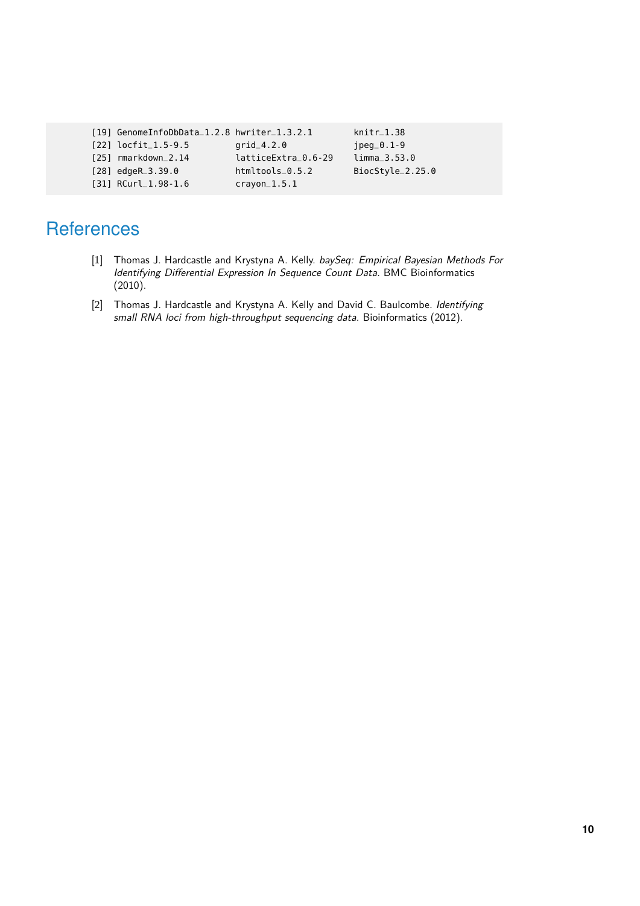```
[19] GenomeInfoDbData_1.2.8 hwriter_1.3.2.1        knitr_1.38
[22] locfit_1.5-9.5         grid_4.2.0             jpeg_0.1-9
[25] rmarkdown_2.14         latticeExtra_0.6-29    limma_3.53.0
[28] edgeR_3.39.0           htmltools_0.5.2        BiocStyle_2.25.0
[31] RCurl_1.98-1.6         crayon_1.5.1
```

# References

[1] Thomas J. Hardcastle and Krystyna A. Kelly. *baySeq: Empirical Bayesian Methods For Identifying Differential Expression In Sequence Count Data.* BMC Bioinformatics (2010).

[2] Thomas J. Hardcastle and Krystyna A. Kelly and David C. Baulcombe. *Identifying small RNA loci from high-throughput sequencing data.* Bioinformatics (2012).